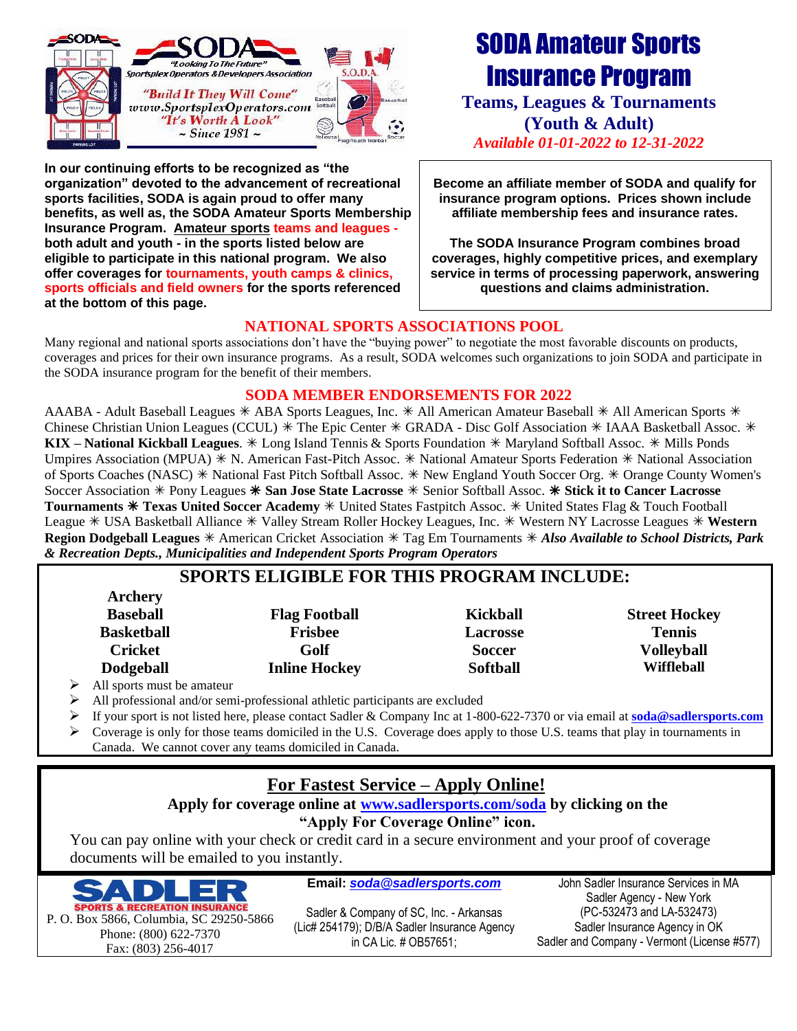SODA
"Looking To The Future"
Sportsplex Operators & Developers Association
"Build It They Will Come"
www.SportsplexOperators.com
"It's Worth A Look"
~ Since 1981 ~

# SODA Amateur Sports Insurance Program

**Teams, Leagues & Tournaments (Youth & Adult)**

*Available 01-01-2022 to 12-31-2022*

**In our continuing efforts to be recognized as "the organization" devoted to the advancement of recreational sports facilities, SODA is again proud to offer many benefits, as well as, the SODA Amateur Sports Membership Insurance Program. Amateur sports teams and leagues - both adult and youth - in the sports listed below are eligible to participate in this national program. We also offer coverages for tournaments, youth camps & clinics, sports officials and field owners for the sports referenced at the bottom of this page.**

**Become an affiliate member of SODA and qualify for insurance program options. Prices shown include affiliate membership fees and insurance rates.**

**The SODA Insurance Program combines broad coverages, highly competitive prices, and exemplary service in terms of processing paperwork, answering questions and claims administration.**

## NATIONAL SPORTS ASSOCIATIONS POOL

Many regional and national sports associations don't have the "buying power" to negotiate the most favorable discounts on products, coverages and prices for their own insurance programs. As a result, SODA welcomes such organizations to join SODA and participate in the SODA insurance program for the benefit of their members.

## SODA MEMBER ENDORSEMENTS FOR 2022

AAABA - Adult Baseball Leagues ✳ ABA Sports Leagues, Inc. ✳ All American Amateur Baseball ✳ All American Sports ✳ Chinese Christian Union Leagues (CCUL) ✳ The Epic Center ✳ GRADA - Disc Golf Association ✳ IAAA Basketball Assoc. ✳ **KIX – National Kickball Leagues**. ✳ Long Island Tennis & Sports Foundation ✳ Maryland Softball Assoc. ✳ Mills Ponds Umpires Association (MPUA) ✳ N. American Fast-Pitch Assoc. ✳ National Amateur Sports Federation ✳ National Association of Sports Coaches (NASC) ✳ National Fast Pitch Softball Assoc. ✳ New England Youth Soccer Org. ✳ Orange County Women's Soccer Association ✳ Pony Leagues ✳ **San Jose State Lacrosse** ✳ Senior Softball Assoc. ✳ **Stick it to Cancer Lacrosse Tournaments** ✳ **Texas United Soccer Academy** ✳ United States Fastpitch Assoc. ✳ United States Flag & Touch Football League ✳ USA Basketball Alliance ✳ Valley Stream Roller Hockey Leagues, Inc. ✳ Western NY Lacrosse Leagues ✳ **Western Region Dodgeball Leagues** ✳ American Cricket Association ✳ Tag Em Tournaments ✳ ***Also Available to School Districts, Park & Recreation Depts., Municipalities and Independent Sports Program Operators***

## SPORTS ELIGIBLE FOR THIS PROGRAM INCLUDE:

| | | | |
|---|---|---|---|
| **Archery** | | | |
| **Baseball** | **Flag Football** | **Kickball** | **Street Hockey** |
| **Basketball** | **Frisbee** | **Lacrosse** | **Tennis** |
| **Cricket** | **Golf** | **Soccer** | **Volleyball** |
| **Dodgeball** | **Inline Hockey** | **Softball** | **Wiffleball** |

- All sports must be amateur
- All professional and/or semi-professional athletic participants are excluded
- If your sport is not listed here, please contact Sadler & Company Inc at 1-800-622-7370 or via email at **soda@sadlersports.com**
- Coverage is only for those teams domiciled in the U.S. Coverage does apply to those U.S. teams that play in tournaments in Canada. We cannot cover any teams domiciled in Canada.

## For Fastest Service – Apply Online!

**Apply for coverage online at www.sadlersports.com/soda by clicking on the "Apply For Coverage Online" icon.**

You can pay online with your check or credit card in a secure environment and your proof of coverage documents will be emailed to you instantly.

SADLER
SPORTS & RECREATION INSURANCE
P. O. Box 5866, Columbia, SC 29250-5866
Phone: (800) 622-7370
Fax: (803) 256-4017

**Email: *soda@sadlersports.com***

Sadler & Company of SC, Inc. - Arkansas (Lic# 254179); D/B/A Sadler Insurance Agency in CA Lic. # OB57651;

John Sadler Insurance Services in MA
Sadler Agency - New York (PC-532473 and LA-532473)
Sadler Insurance Agency in OK
Sadler and Company - Vermont (License #577)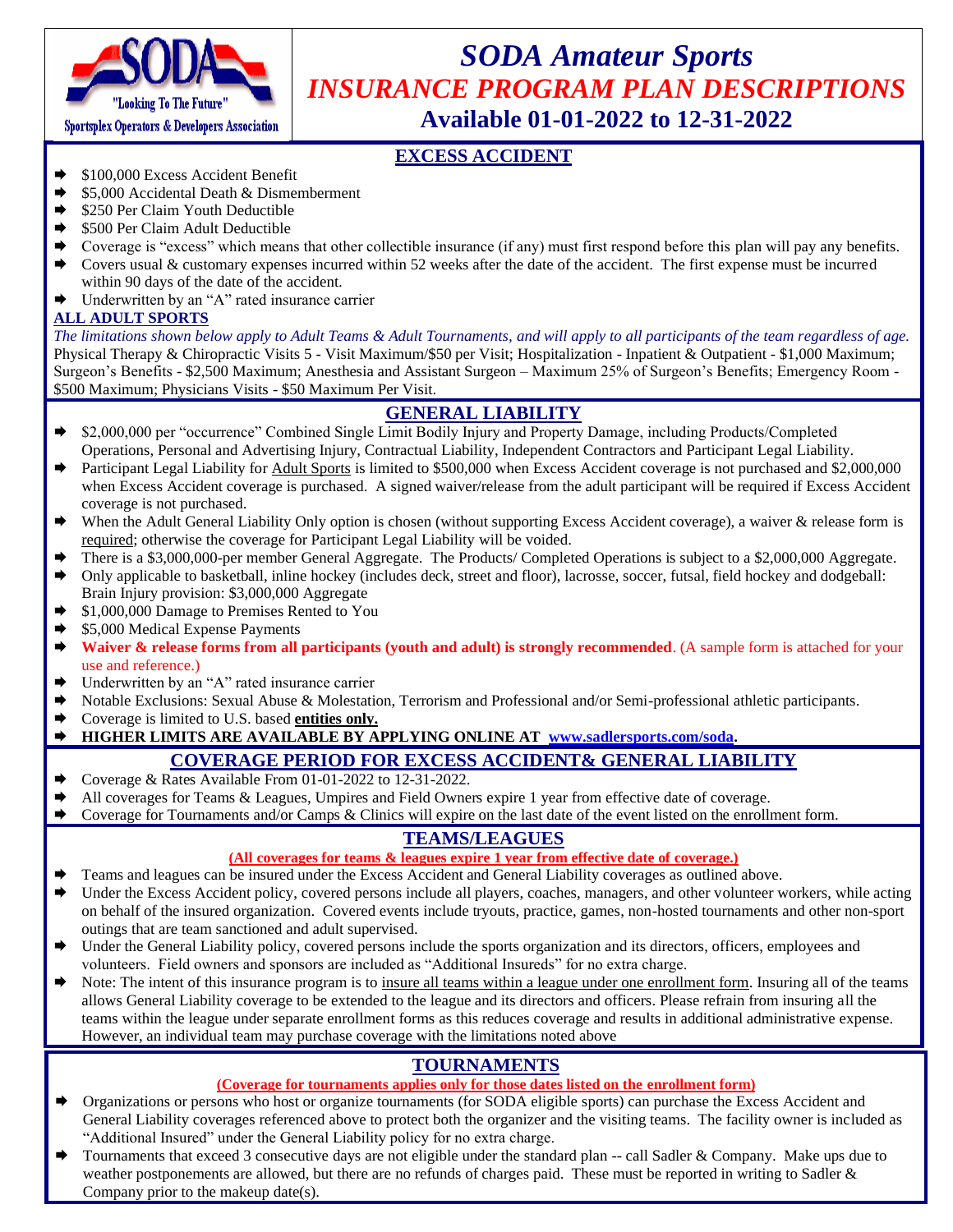SODA "Looking To The Future" Sportsplex Operators & Developers Association

# *SODA Amateur Sports*
# *INSURANCE PROGRAM PLAN DESCRIPTIONS*
## Available 01-01-2022 to 12-31-2022

## EXCESS ACCIDENT

- $100,000 Excess Accident Benefit
- $5,000 Accidental Death & Dismemberment
- $250 Per Claim Youth Deductible
- $500 Per Claim Adult Deductible
- Coverage is "excess" which means that other collectible insurance (if any) must first respond before this plan will pay any benefits.
- Covers usual & customary expenses incurred within 52 weeks after the date of the accident. The first expense must be incurred within 90 days of the date of the accident.
- Underwritten by an "A" rated insurance carrier

**ALL ADULT SPORTS**

*The limitations shown below apply to Adult Teams & Adult Tournaments, and will apply to all participants of the team regardless of age.* Physical Therapy & Chiropractic Visits 5 - Visit Maximum/$50 per Visit; Hospitalization - Inpatient & Outpatient - $1,000 Maximum; Surgeon's Benefits - $2,500 Maximum; Anesthesia and Assistant Surgeon – Maximum 25% of Surgeon's Benefits; Emergency Room - $500 Maximum; Physicians Visits - $50 Maximum Per Visit.

## GENERAL LIABILITY

- $2,000,000 per "occurrence" Combined Single Limit Bodily Injury and Property Damage, including Products/Completed Operations, Personal and Advertising Injury, Contractual Liability, Independent Contractors and Participant Legal Liability.
- Participant Legal Liability for Adult Sports is limited to $500,000 when Excess Accident coverage is not purchased and $2,000,000 when Excess Accident coverage is purchased. A signed waiver/release from the adult participant will be required if Excess Accident coverage is not purchased.
- When the Adult General Liability Only option is chosen (without supporting Excess Accident coverage), a waiver & release form is required; otherwise the coverage for Participant Legal Liability will be voided.
- There is a $3,000,000-per member General Aggregate. The Products/ Completed Operations is subject to a $2,000,000 Aggregate.
- Only applicable to basketball, inline hockey (includes deck, street and floor), lacrosse, soccer, futsal, field hockey and dodgeball: Brain Injury provision: $3,000,000 Aggregate
- $1,000,000 Damage to Premises Rented to You
- $5,000 Medical Expense Payments
- **Waiver & release forms from all participants (youth and adult) is strongly recommended**. (A sample form is attached for your use and reference.)
- Underwritten by an "A" rated insurance carrier
- Notable Exclusions: Sexual Abuse & Molestation, Terrorism and Professional and/or Semi-professional athletic participants.
- Coverage is limited to U.S. based **entities only.**
- **HIGHER LIMITS ARE AVAILABLE BY APPLYING ONLINE AT www.sadlersports.com/soda.**

## COVERAGE PERIOD FOR EXCESS ACCIDENT& GENERAL LIABILITY

- Coverage & Rates Available From 01-01-2022 to 12-31-2022.
- All coverages for Teams & Leagues, Umpires and Field Owners expire 1 year from effective date of coverage.
- Coverage for Tournaments and/or Camps & Clinics will expire on the last date of the event listed on the enrollment form.

## TEAMS/LEAGUES

**(All coverages for teams & leagues expire 1 year from effective date of coverage.)**

- Teams and leagues can be insured under the Excess Accident and General Liability coverages as outlined above.
- Under the Excess Accident policy, covered persons include all players, coaches, managers, and other volunteer workers, while acting on behalf of the insured organization. Covered events include tryouts, practice, games, non-hosted tournaments and other non-sport outings that are team sanctioned and adult supervised.
- Under the General Liability policy, covered persons include the sports organization and its directors, officers, employees and volunteers. Field owners and sponsors are included as "Additional Insureds" for no extra charge.
- Note: The intent of this insurance program is to insure all teams within a league under one enrollment form. Insuring all of the teams allows General Liability coverage to be extended to the league and its directors and officers. Please refrain from insuring all the teams within the league under separate enrollment forms as this reduces coverage and results in additional administrative expense. However, an individual team may purchase coverage with the limitations noted above

## TOURNAMENTS

**(Coverage for tournaments applies only for those dates listed on the enrollment form)**

- Organizations or persons who host or organize tournaments (for SODA eligible sports) can purchase the Excess Accident and General Liability coverages referenced above to protect both the organizer and the visiting teams. The facility owner is included as "Additional Insured" under the General Liability policy for no extra charge.
- Tournaments that exceed 3 consecutive days are not eligible under the standard plan -- call Sadler & Company. Make ups due to weather postponements are allowed, but there are no refunds of charges paid. These must be reported in writing to Sadler & Company prior to the makeup date(s).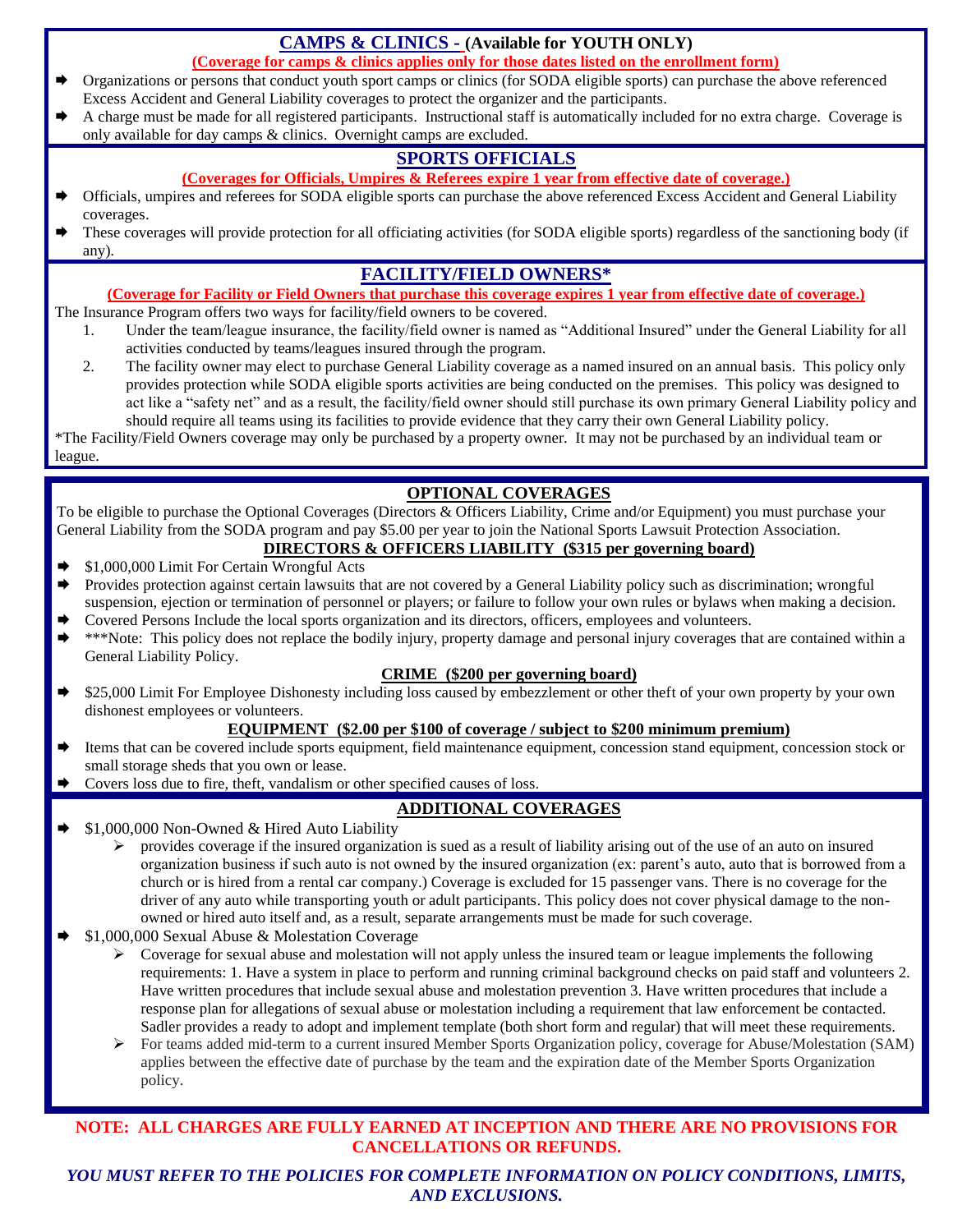## CAMPS & CLINICS - (Available for YOUTH ONLY)

**(Coverage for camps & clinics applies only for those dates listed on the enrollment form)**

- Organizations or persons that conduct youth sport camps or clinics (for SODA eligible sports) can purchase the above referenced Excess Accident and General Liability coverages to protect the organizer and the participants.
- A charge must be made for all registered participants. Instructional staff is automatically included for no extra charge. Coverage is only available for day camps & clinics. Overnight camps are excluded.

## SPORTS OFFICIALS

**(Coverages for Officials, Umpires & Referees expire 1 year from effective date of coverage.)**

- Officials, umpires and referees for SODA eligible sports can purchase the above referenced Excess Accident and General Liability coverages.
- These coverages will provide protection for all officiating activities (for SODA eligible sports) regardless of the sanctioning body (if any).

## FACILITY/FIELD OWNERS*

**(Coverage for Facility or Field Owners that purchase this coverage expires 1 year from effective date of coverage.)**

The Insurance Program offers two ways for facility/field owners to be covered.

1. Under the team/league insurance, the facility/field owner is named as "Additional Insured" under the General Liability for all activities conducted by teams/leagues insured through the program.
2. The facility owner may elect to purchase General Liability coverage as a named insured on an annual basis. This policy only provides protection while SODA eligible sports activities are being conducted on the premises. This policy was designed to act like a "safety net" and as a result, the facility/field owner should still purchase its own primary General Liability policy and should require all teams using its facilities to provide evidence that they carry their own General Liability policy.

*The Facility/Field Owners coverage may only be purchased by a property owner. It may not be purchased by an individual team or league.

## OPTIONAL COVERAGES

To be eligible to purchase the Optional Coverages (Directors & Officers Liability, Crime and/or Equipment) you must purchase your General Liability from the SODA program and pay $5.00 per year to join the National Sports Lawsuit Protection Association.

### DIRECTORS & OFFICERS LIABILITY ($315 per governing board)

- $1,000,000 Limit For Certain Wrongful Acts
- Provides protection against certain lawsuits that are not covered by a General Liability policy such as discrimination; wrongful suspension, ejection or termination of personnel or players; or failure to follow your own rules or bylaws when making a decision.
- Covered Persons Include the local sports organization and its directors, officers, employees and volunteers.
- ***Note: This policy does not replace the bodily injury, property damage and personal injury coverages that are contained within a General Liability Policy.

### CRIME ($200 per governing board)

- $25,000 Limit For Employee Dishonesty including loss caused by embezzlement or other theft of your own property by your own dishonest employees or volunteers.

### EQUIPMENT ($2.00 per $100 of coverage / subject to $200 minimum premium)

- Items that can be covered include sports equipment, field maintenance equipment, concession stand equipment, concession stock or small storage sheds that you own or lease.
- Covers loss due to fire, theft, vandalism or other specified causes of loss.

## ADDITIONAL COVERAGES

- $1,000,000 Non-Owned & Hired Auto Liability
  - provides coverage if the insured organization is sued as a result of liability arising out of the use of an auto on insured organization business if such auto is not owned by the insured organization (ex: parent's auto, auto that is borrowed from a church or is hired from a rental car company.) Coverage is excluded for 15 passenger vans. There is no coverage for the driver of any auto while transporting youth or adult participants. This policy does not cover physical damage to the non-owned or hired auto itself and, as a result, separate arrangements must be made for such coverage.
- $1,000,000 Sexual Abuse & Molestation Coverage
  - Coverage for sexual abuse and molestation will not apply unless the insured team or league implements the following requirements: 1. Have a system in place to perform and running criminal background checks on paid staff and volunteers 2. Have written procedures that include sexual abuse and molestation prevention 3. Have written procedures that include a response plan for allegations of sexual abuse or molestation including a requirement that law enforcement be contacted. Sadler provides a ready to adopt and implement template (both short form and regular) that will meet these requirements.
  - For teams added mid-term to a current insured Member Sports Organization policy, coverage for Abuse/Molestation (SAM) applies between the effective date of purchase by the team and the expiration date of the Member Sports Organization policy.

**NOTE: ALL CHARGES ARE FULLY EARNED AT INCEPTION AND THERE ARE NO PROVISIONS FOR CANCELLATIONS OR REFUNDS.**

***YOU MUST REFER TO THE POLICIES FOR COMPLETE INFORMATION ON POLICY CONDITIONS, LIMITS, AND EXCLUSIONS.***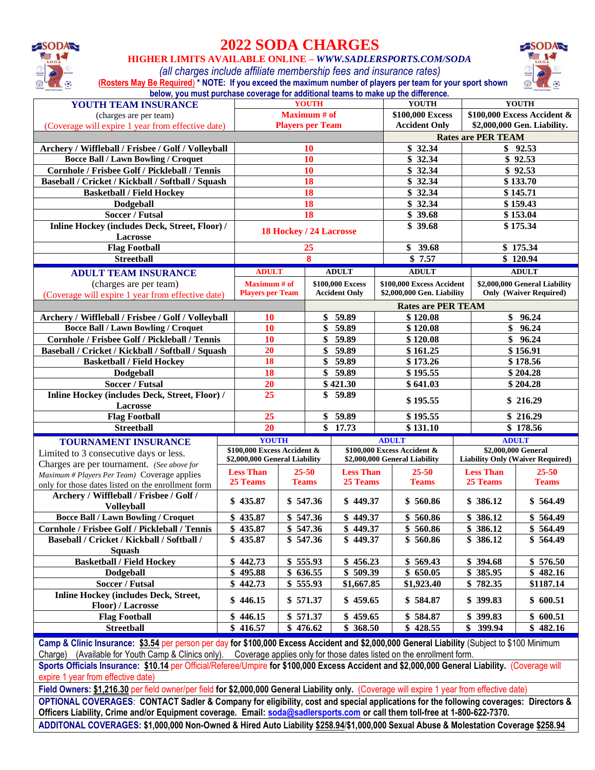# 2022 SODA CHARGES

**HIGHER LIMITS AVAILABLE ONLINE – *WWW.SADLERSPORTS.COM/SODA***

*(all charges include affiliate membership fees and insurance rates)*

**(Rosters May Be Required) * NOTE: If you exceed the maximum number of players per team for your sport shown below, you must purchase coverage for additional teams to make up the difference.**

| **YOUTH TEAM INSURANCE** (charges are per team) (Coverage will expire 1 year from effective date) | **YOUTH** Maximum # of Players per Team | **YOUTH** $100,000 Excess Accident Only | **YOUTH** $100,000 Excess Accident & $2,000,000 Gen. Liability. |
|---|---|---|---|
| | | Rates are PER TEAM | |
| **Archery / Wiffleball / Frisbee / Golf / Volleyball** | 10 | $ 32.34 | $ 92.53 |
| **Bocce Ball / Lawn Bowling / Croquet** | 10 | $ 32.34 | $ 92.53 |
| **Cornhole / Frisbee Golf / Pickleball / Tennis** | 10 | $ 32.34 | $ 92.53 |
| **Baseball / Cricket / Kickball / Softball / Squash** | 18 | $ 32.34 | $ 133.70 |
| **Basketball / Field Hockey** | 18 | $ 32.34 | $ 145.71 |
| **Dodgeball** | 18 | $ 32.34 | $ 159.43 |
| **Soccer / Futsal** | 18 | $ 39.68 | $ 153.04 |
| **Inline Hockey (includes Deck, Street, Floor) / Lacrosse** | 18 Hockey / 24 Lacrosse | $ 39.68 | $ 175.34 |
| **Flag Football** | 25 | $ 39.68 | $ 175.34 |
| **Streetball** | 8 | $ 7.57 | $ 120.94 |

| **ADULT TEAM INSURANCE** (charges are per team) (Coverage will expire 1 year from effective date) | **ADULT** Maximum # of Players per Team | **ADULT** $100,000 Excess Accident Only | **ADULT** $100,000 Excess Accident $2,000,000 Gen. Liability | **ADULT** $2,000,000 General Liability Only (Waiver Required) |
|---|---|---|---|---|
| | | Rates are PER TEAM | | |
| **Archery / Wiffleball / Frisbee / Golf / Volleyball** | 10 | $ 59.89 | $ 120.08 | $ 96.24 |
| **Bocce Ball / Lawn Bowling / Croquet** | 10 | $ 59.89 | $ 120.08 | $ 96.24 |
| **Cornhole / Frisbee Golf / Pickleball / Tennis** | 10 | $ 59.89 | $ 120.08 | $ 96.24 |
| **Baseball / Cricket / Kickball / Softball / Squash** | 20 | $ 59.89 | $ 161.25 | $ 156.91 |
| **Basketball / Field Hockey** | 18 | $ 59.89 | $ 173.26 | $ 178.56 |
| **Dodgeball** | 18 | $ 59.89 | $ 195.55 | $ 204.28 |
| **Soccer / Futsal** | 20 | $ 421.30 | $ 641.03 | $ 204.28 |
| **Inline Hockey (includes Deck, Street, Floor) / Lacrosse** | 25 | $ 59.89 | $ 195.55 | $ 216.29 |
| **Flag Football** | 25 | $ 59.89 | $ 195.55 | $ 216.29 |
| **Streetball** | 20 | $ 17.73 | $ 131.10 | $ 178.56 |

| **TOURNAMENT INSURANCE** Limited to 3 consecutive days or less. Charges are per tournament. *(See above for Maximum # Players Per Team)* Coverage applies only for those dates listed on the enrollment form | **YOUTH** $100,000 Excess Accident & $2,000,000 General Liability | | **ADULT** $100,000 Excess Accident & $2,000,000 General Liability | | **ADULT** $2,000,000 General Liability Only (Waiver Required) | |
|---|---|---|---|---|---|---|
| | Less Than 25 Teams | 25-50 Teams | Less Than 25 Teams | 25-50 Teams | Less Than 25 Teams | 25-50 Teams |
| **Archery / Wiffleball / Frisbee / Golf / Volleyball** | $ 435.87 | $ 547.36 | $ 449.37 | $ 560.86 | $ 386.12 | $ 564.49 |
| **Bocce Ball / Lawn Bowling / Croquet** | $ 435.87 | $ 547.36 | $ 449.37 | $ 560.86 | $ 386.12 | $ 564.49 |
| **Cornhole / Frisbee Golf / Pickleball / Tennis** | $ 435.87 | $ 547.36 | $ 449.37 | $ 560.86 | $ 386.12 | $ 564.49 |
| **Baseball / Cricket / Kickball / Softball / Squash** | $ 435.87 | $ 547.36 | $ 449.37 | $ 560.86 | $ 386.12 | $ 564.49 |
| **Basketball / Field Hockey** | $ 442.73 | $ 555.93 | $ 456.23 | $ 569.43 | $ 394.68 | $ 576.50 |
| **Dodgeball** | $ 495.88 | $ 636.55 | $ 509.39 | $ 650.05 | $ 385.95 | $ 482.16 |
| **Soccer / Futsal** | $ 442.73 | $ 555.93 | $1,667.85 | $1,923.40 | $ 782.35 | $1187.14 |
| **Inline Hockey (includes Deck, Street, Floor) / Lacrosse** | $ 446.15 | $ 571.37 | $ 459.65 | $ 584.87 | $ 399.83 | $ 600.51 |
| **Flag Football** | $ 446.15 | $ 571.37 | $ 459.65 | $ 584.87 | $ 399.83 | $ 600.51 |
| **Streetball** | $ 416.57 | $ 476.62 | $ 368.50 | $ 428.55 | $ 399.94 | $ 482.16 |

**Camp & Clinic Insurance: $3.54** per person per day **for $100,000 Excess Accident and $2,000,000 General Liability** (Subject to $100 Minimum Charge) (Available for Youth Camp & Clinics only). Coverage applies only for those dates listed on the enrollment form.

**Sports Officials Insurance: $10.14** per Official/Referee/Umpire **for $100,000 Excess Accident and $2,000,000 General Liability.** (Coverage will expire 1 year from effective date)

**Field Owners: $1,216.30** per field owner/per field **for $2,000,000 General Liability only.** (Coverage will expire 1 year from effective date)

**OPTIONAL COVERAGES: CONTACT Sadler & Company for eligibility, cost and special applications for the following coverages: Directors & Officers Liability, Crime and/or Equipment coverage. Email: soda@sadlersports.com or call them toll-free at 1-800-622-7370.**

**ADDITONAL COVERAGES: $1,000,000 Non-Owned & Hired Auto Liability $258.94/$1,000,000 Sexual Abuse & Molestation Coverage $258.94**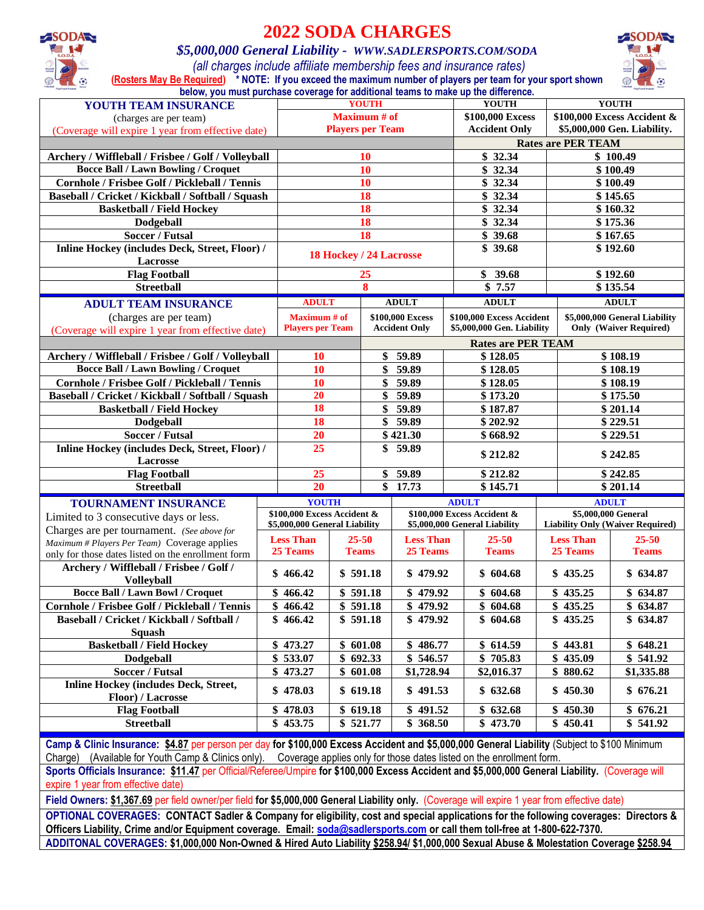# 2022 SODA CHARGES

***$5,000,000 General Liability - WWW.SADLERSPORTS.COM/SODA***

*(all charges include affiliate membership fees and insurance rates)*

**(Rosters May Be Required) * NOTE: If you exceed the maximum number of players per team for your sport shown below, you must purchase coverage for additional teams to make up the difference.**

| **YOUTH TEAM INSURANCE** (charges are per team) (Coverage will expire 1 year from effective date) | **YOUTH** Maximum # of Players per Team | **YOUTH** $100,000 Excess Accident Only | **YOUTH** $100,000 Excess Accident & $5,000,000 Gen. Liability. |
|---|---|---|---|
| | | **Rates are PER TEAM** | |
| **Archery / Wiffleball / Frisbee / Golf / Volleyball** | 10 | $ 32.34 | $ 100.49 |
| **Bocce Ball / Lawn Bowling / Croquet** | 10 | $ 32.34 | $ 100.49 |
| **Cornhole / Frisbee Golf / Pickleball / Tennis** | 10 | $ 32.34 | $ 100.49 |
| **Baseball / Cricket / Kickball / Softball / Squash** | 18 | $ 32.34 | $ 145.65 |
| **Basketball / Field Hockey** | 18 | $ 32.34 | $ 160.32 |
| **Dodgeball** | 18 | $ 32.34 | $ 175.36 |
| **Soccer / Futsal** | 18 | $ 39.68 | $ 167.65 |
| **Inline Hockey (includes Deck, Street, Floor) / Lacrosse** | 18 Hockey / 24 Lacrosse | $ 39.68 | $ 192.60 |
| **Flag Football** | 25 | $ 39.68 | $ 192.60 |
| **Streetball** | 8 | $ 7.57 | $ 135.54 |

| **ADULT TEAM INSURANCE** (charges are per team) (Coverage will expire 1 year from effective date) | **ADULT** Maximum # of Players per Team | **ADULT** $100,000 Excess Accident Only | **ADULT** $100,000 Excess Accident $5,000,000 Gen. Liability | **ADULT** $5,000,000 General Liability Only (Waiver Required) |
|---|---|---|---|---|
| | | **Rates are PER TEAM** | | |
| **Archery / Wiffleball / Frisbee / Golf / Volleyball** | 10 | $ 59.89 | $ 128.05 | $ 108.19 |
| **Bocce Ball / Lawn Bowling / Croquet** | 10 | $ 59.89 | $ 128.05 | $ 108.19 |
| **Cornhole / Frisbee Golf / Pickleball / Tennis** | 10 | $ 59.89 | $ 128.05 | $ 108.19 |
| **Baseball / Cricket / Kickball / Softball / Squash** | 20 | $ 59.89 | $ 173.20 | $ 175.50 |
| **Basketball / Field Hockey** | 18 | $ 59.89 | $ 187.87 | $ 201.14 |
| **Dodgeball** | 18 | $ 59.89 | $ 202.92 | $ 229.51 |
| **Soccer / Futsal** | 20 | $ 421.30 | $ 668.92 | $ 229.51 |
| **Inline Hockey (includes Deck, Street, Floor) / Lacrosse** | 25 | $ 59.89 | $ 212.82 | $ 242.85 |
| **Flag Football** | 25 | $ 59.89 | $ 212.82 | $ 242.85 |
| **Streetball** | 20 | $ 17.73 | $ 145.71 | $ 201.14 |

| **TOURNAMENT INSURANCE** Limited to 3 consecutive days or less. Charges are per tournament. *(See above for Maximum # Players Per Team)* Coverage applies only for those dates listed on the enrollment form | **YOUTH** $100,000 Excess Accident & $5,000,000 General Liability | | **ADULT** $100,000 Excess Accident & $5,000,000 General Liability | | **ADULT** $5,000,000 General Liability Only (Waiver Required) | |
|---|---|---|---|---|---|---|
| | Less Than 25 Teams | 25-50 Teams | Less Than 25 Teams | 25-50 Teams | Less Than 25 Teams | 25-50 Teams |
| **Archery / Wiffleball / Frisbee / Golf / Volleyball** | $ 466.42 | $ 591.18 | $ 479.92 | $ 604.68 | $ 435.25 | $ 634.87 |
| **Bocce Ball / Lawn Bowl / Croquet** | $ 466.42 | $ 591.18 | $ 479.92 | $ 604.68 | $ 435.25 | $ 634.87 |
| **Cornhole / Frisbee Golf / Pickleball / Tennis** | $ 466.42 | $ 591.18 | $ 479.92 | $ 604.68 | $ 435.25 | $ 634.87 |
| **Baseball / Cricket / Kickball / Softball / Squash** | $ 466.42 | $ 591.18 | $ 479.92 | $ 604.68 | $ 435.25 | $ 634.87 |
| **Basketball / Field Hockey** | $ 473.27 | $ 601.08 | $ 486.77 | $ 614.59 | $ 443.81 | $ 648.21 |
| **Dodgeball** | $ 533.07 | $ 692.33 | $ 546.57 | $ 705.83 | $ 435.09 | $ 541.92 |
| **Soccer / Futsal** | $ 473.27 | $ 601.08 | $1,728.94 | $2,016.37 | $ 880.62 | $1,335.88 |
| **Inline Hockey (includes Deck, Street, Floor) / Lacrosse** | $ 478.03 | $ 619.18 | $ 491.53 | $ 632.68 | $ 450.30 | $ 676.21 |
| **Flag Football** | $ 478.03 | $ 619.18 | $ 491.52 | $ 632.68 | $ 450.30 | $ 676.21 |
| **Streetball** | $ 453.75 | $ 521.77 | $ 368.50 | $ 473.70 | $ 450.41 | $ 541.92 |

**Camp & Clinic Insurance:** **$4.87** per person per day **for $100,000 Excess Accident and $5,000,000 General Liability** (Subject to $100 Minimum Charge) (Available for Youth Camp & Clinics only). Coverage applies only for those dates listed on the enrollment form.

**Sports Officials Insurance:** **$11.47** per Official/Referee/Umpire **for $100,000 Excess Accident and $5,000,000 General Liability.** (Coverage will expire 1 year from effective date)

**Field Owners:** **$1,367.69** per field owner/per field **for $5,000,000 General Liability only.** (Coverage will expire 1 year from effective date)

**OPTIONAL COVERAGES: CONTACT Sadler & Company for eligibility, cost and special applications for the following coverages: Directors & Officers Liability, Crime and/or Equipment coverage. Email: soda@sadlersports.com or call them toll-free at 1-800-622-7370.**

**ADDITONAL COVERAGES: $1,000,000 Non-Owned & Hired Auto Liability $258.94/ $1,000,000 Sexual Abuse & Molestation Coverage $258.94**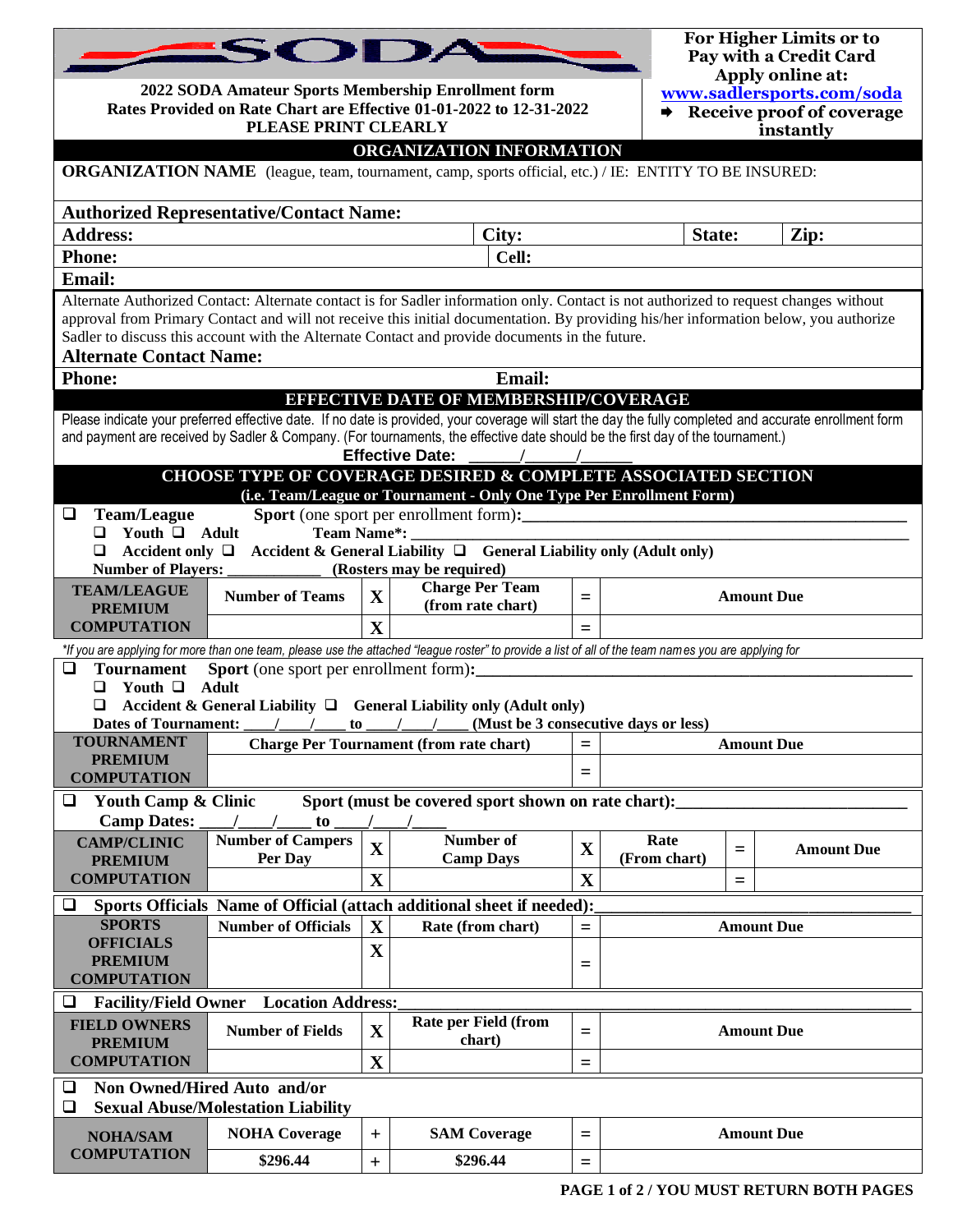# SODA

**2022 SODA Amateur Sports Membership Enrollment form**
**Rates Provided on Rate Chart are Effective 01-01-2022 to 12-31-2022**
**PLEASE PRINT CLEARLY**

**For Higher Limits or to Pay with a Credit Card Apply online at:**
**www.sadlersports.com/soda**
➡ **Receive proof of coverage instantly**

## ORGANIZATION INFORMATION

**ORGANIZATION NAME** (league, team, tournament, camp, sports official, etc.) / IE: ENTITY TO BE INSURED:

**Authorized Representative/Contact Name:**

| **Address:** | **City:** | **State:** | **Zip:** |
|---|---|---|---|
| **Phone:** | **Cell:** | | |

**Email:**

Alternate Authorized Contact: Alternate contact is for Sadler information only. Contact is not authorized to request changes without approval from Primary Contact and will not receive this initial documentation. By providing his/her information below, you authorize Sadler to discuss this account with the Alternate Contact and provide documents in the future.

**Alternate Contact Name:**

**Phone:** **Email:**

## EFFECTIVE DATE OF MEMBERSHIP/COVERAGE

Please indicate your preferred effective date. If no date is provided, your coverage will start the day the fully completed and accurate enrollment form and payment are received by Sadler & Company. (For tournaments, the effective date should be the first day of the tournament.)

**Effective Date: \_\_\_\_\_\_/\_\_\_\_\_\_/\_\_\_\_\_\_**

## CHOOSE TYPE OF COVERAGE DESIRED & COMPLETE ASSOCIATED SECTION

**(i.e. Team/League or Tournament - Only One Type Per Enrollment Form)**

❑ **Team/League** **Sport** (one sport per enrollment form):\_\_\_\_\_\_\_\_\_\_\_\_\_\_\_\_\_\_\_\_

❑ **Youth** ❑ **Adult** **Team Name\*:** \_\_\_\_\_\_\_\_\_\_\_\_\_\_\_\_\_\_\_\_

❑ **Accident only** ❑ **Accident & General Liability** ❑ **General Liability only (Adult only)**

**Number of Players:** \_\_\_\_\_\_\_\_\_\_\_\_ **(Rosters may be required)**

| TEAM/LEAGUE PREMIUM COMPUTATION | Number of Teams | X | Charge Per Team (from rate chart) | = | Amount Due |
|---|---|---|---|---|---|
| | | X | | = | |

*\*If you are applying for more than one team, please use the attached "league roster" to provide a list of all of the team names you are applying for*

❑ **Tournament** **Sport** (one sport per enrollment form):\_\_\_\_\_\_\_\_\_\_\_\_\_\_\_\_\_\_\_\_

❑ **Youth** ❑ **Adult**

❑ **Accident & General Liability** ❑ **General Liability only (Adult only)**

**Dates of Tournament:** \_\_\_\_/\_\_\_\_/\_\_\_\_ **to** \_\_\_\_/\_\_\_\_/\_\_\_\_ **(Must be 3 consecutive days or less)**

| TOURNAMENT PREMIUM COMPUTATION | Charge Per Tournament (from rate chart) | = | Amount Due |
|---|---|---|---|
| | | = | |

❑ **Youth Camp & Clinic** **Sport (must be covered sport shown on rate chart):**\_\_\_\_\_\_\_\_\_\_\_\_\_\_\_\_\_\_\_\_

**Camp Dates:** \_\_\_\_/\_\_\_\_/\_\_\_\_ **to** \_\_\_\_/\_\_\_\_/\_\_\_\_

| CAMP/CLINIC PREMIUM COMPUTATION | Number of Campers Per Day | X | Number of Camp Days | X | Rate (From chart) | = | Amount Due |
|---|---|---|---|---|---|---|---|
| | | X | | X | | = | |

❑ **Sports Officials** **Name of Official (attach additional sheet if needed):**\_\_\_\_\_\_\_\_\_\_\_\_\_\_\_\_\_\_\_\_

| SPORTS OFFICIALS PREMIUM COMPUTATION | Number of Officials | X | Rate (from chart) | = | Amount Due |
|---|---|---|---|---|---|
| | | X | | = | |

❑ **Facility/Field Owner** **Location Address:**\_\_\_\_\_\_\_\_\_\_\_\_\_\_\_\_\_\_\_\_

| FIELD OWNERS PREMIUM COMPUTATION | Number of Fields | X | Rate per Field (from chart) | = | Amount Due |
|---|---|---|---|---|---|
| | | X | | = | |

❑ **Non Owned/Hired Auto and/or**

❑ **Sexual Abuse/Molestation Liability**

| NOHA/SAM COMPUTATION | NOHA Coverage | + | SAM Coverage | = | Amount Due |
|---|---|---|---|---|---|
| | $296.44 | + | $296.44 | = | |

**PAGE 1 of 2 / YOU MUST RETURN BOTH PAGES**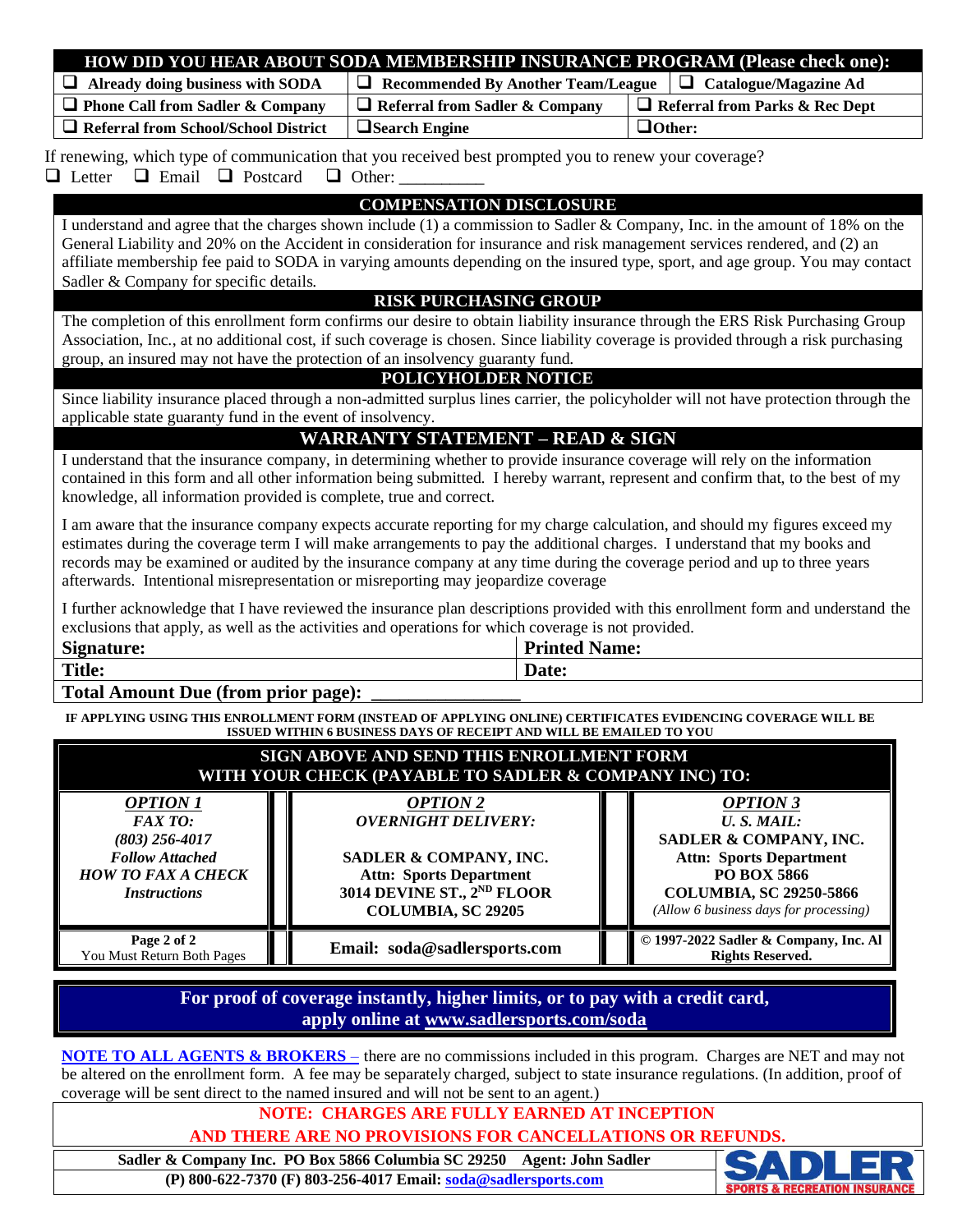## HOW DID YOU HEAR ABOUT SODA MEMBERSHIP INSURANCE PROGRAM (Please check one):

| | | |
|---|---|---|
| ❑ Already doing business with SODA | ❑ Recommended By Another Team/League | ❑ Catalogue/Magazine Ad |
| ❑ Phone Call from Sadler & Company | ❑ Referral from Sadler & Company | ❑ Referral from Parks & Rec Dept |
| ❑ Referral from School/School District | ❑ Search Engine | ❑ Other: |

If renewing, which type of communication that you received best prompted you to renew your coverage?

❑ Letter ❑ Email ❑ Postcard ❑ Other: __________

## COMPENSATION DISCLOSURE

I understand and agree that the charges shown include (1) a commission to Sadler & Company, Inc. in the amount of 18% on the General Liability and 20% on the Accident in consideration for insurance and risk management services rendered, and (2) an affiliate membership fee paid to SODA in varying amounts depending on the insured type, sport, and age group. You may contact Sadler & Company for specific details.

## RISK PURCHASING GROUP

The completion of this enrollment form confirms our desire to obtain liability insurance through the ERS Risk Purchasing Group Association, Inc., at no additional cost, if such coverage is chosen. Since liability coverage is provided through a risk purchasing group, an insured may not have the protection of an insolvency guaranty fund.

## POLICYHOLDER NOTICE

Since liability insurance placed through a non-admitted surplus lines carrier, the policyholder will not have protection through the applicable state guaranty fund in the event of insolvency.

## WARRANTY STATEMENT – READ & SIGN

I understand that the insurance company, in determining whether to provide insurance coverage will rely on the information contained in this form and all other information being submitted. I hereby warrant, represent and confirm that, to the best of my knowledge, all information provided is complete, true and correct.

I am aware that the insurance company expects accurate reporting for my charge calculation, and should my figures exceed my estimates during the coverage term I will make arrangements to pay the additional charges. I understand that my books and records may be examined or audited by the insurance company at any time during the coverage period and up to three years afterwards. Intentional misrepresentation or misreporting may jeopardize coverage

I further acknowledge that I have reviewed the insurance plan descriptions provided with this enrollment form and understand the exclusions that apply, as well as the activities and operations for which coverage is not provided.

| | |
|---|---|
| **Signature:** | **Printed Name:** |
| **Title:** | **Date:** |

**Total Amount Due (from prior page): _______________**

**IF APPLYING USING THIS ENROLLMENT FORM (INSTEAD OF APPLYING ONLINE) CERTIFICATES EVIDENCING COVERAGE WILL BE ISSUED WITHIN 6 BUSINESS DAYS OF RECEIPT AND WILL BE EMAILED TO YOU**

## SIGN ABOVE AND SEND THIS ENROLLMENT FORM WITH YOUR CHECK (PAYABLE TO SADLER & COMPANY INC) TO:

| ***OPTION 1*** | ***OPTION 2*** | ***OPTION 3*** |
|---|---|---|
| ***FAX TO:*** ***(803) 256-4017*** ***Follow Attached HOW TO FAX A CHECK Instructions*** | ***OVERNIGHT DELIVERY:*** **SADLER & COMPANY, INC. Attn: Sports Department 3014 DEVINE ST., 2ND FLOOR COLUMBIA, SC 29205** | ***U. S. MAIL:*** **SADLER & COMPANY, INC. Attn: Sports Department PO BOX 5866 COLUMBIA, SC 29250-5866** *(Allow 6 business days for processing)* |
| **Page 2 of 2** You Must Return Both Pages | **Email: soda@sadlersports.com** | **© 1997-2022 Sadler & Company, Inc. Al Rights Reserved.** |

**For proof of coverage instantly, higher limits, or to pay with a credit card, apply online at www.sadlersports.com/soda**

**NOTE TO ALL AGENTS & BROKERS** – there are no commissions included in this program. Charges are NET and may not be altered on the enrollment form. A fee may be separately charged, subject to state insurance regulations. (In addition, proof of coverage will be sent direct to the named insured and will not be sent to an agent.)

**NOTE: CHARGES ARE FULLY EARNED AT INCEPTION AND THERE ARE NO PROVISIONS FOR CANCELLATIONS OR REFUNDS.**

**Sadler & Company Inc. PO Box 5866 Columbia SC 29250 Agent: John Sadler**
**(P) 800-622-7370 (F) 803-256-4017 Email: soda@sadlersports.com**

SADLER SPORTS & RECREATION INSURANCE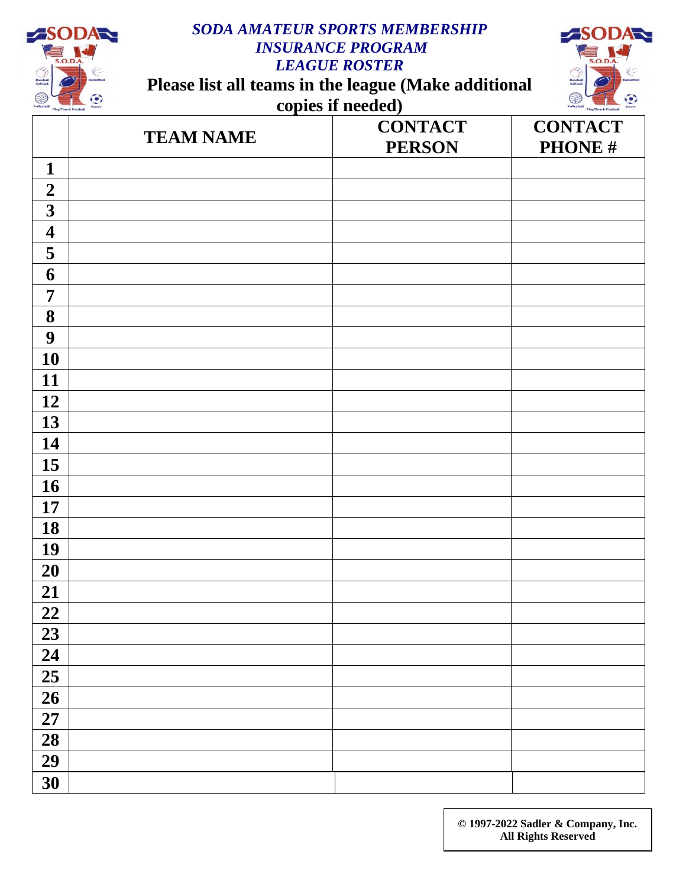# *SODA AMATEUR SPORTS MEMBERSHIP INSURANCE PROGRAM LEAGUE ROSTER*

**Please list all teams in the league (Make additional copies if needed)**

| | TEAM NAME | CONTACT PERSON | CONTACT PHONE # |
|---|---|---|---|
| **1** | | | |
| **2** | | | |
| **3** | | | |
| **4** | | | |
| **5** | | | |
| **6** | | | |
| **7** | | | |
| **8** | | | |
| **9** | | | |
| **10** | | | |
| **11** | | | |
| **12** | | | |
| **13** | | | |
| **14** | | | |
| **15** | | | |
| **16** | | | |
| **17** | | | |
| **18** | | | |
| **19** | | | |
| **20** | | | |
| **21** | | | |
| **22** | | | |
| **23** | | | |
| **24** | | | |
| **25** | | | |
| **26** | | | |
| **27** | | | |
| **28** | | | |
| **29** | | | |
| **30** | | | |

**© 1997-2022 Sadler & Company, Inc.**
**All Rights Reserved**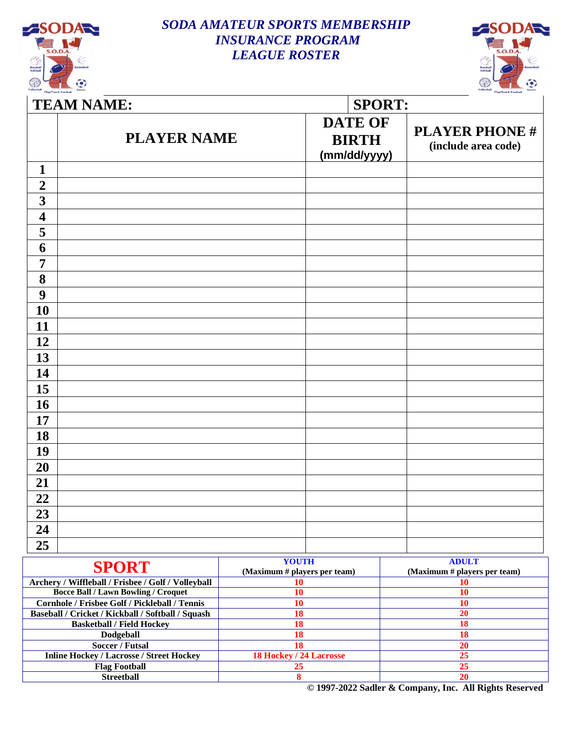# *SODA AMATEUR SPORTS MEMBERSHIP INSURANCE PROGRAM LEAGUE ROSTER*

| **TEAM NAME:** | | **SPORT:** | |
|---|---|---|---|
| | **PLAYER NAME** | **DATE OF BIRTH (mm/dd/yyyy)** | **PLAYER PHONE # (include area code)** |
| **1** | | | |
| **2** | | | |
| **3** | | | |
| **4** | | | |
| **5** | | | |
| **6** | | | |
| **7** | | | |
| **8** | | | |
| **9** | | | |
| **10** | | | |
| **11** | | | |
| **12** | | | |
| **13** | | | |
| **14** | | | |
| **15** | | | |
| **16** | | | |
| **17** | | | |
| **18** | | | |
| **19** | | | |
| **20** | | | |
| **21** | | | |
| **22** | | | |
| **23** | | | |
| **24** | | | |
| **25** | | | |

| **SPORT** | **YOUTH (Maximum # players per team)** | **ADULT (Maximum # players per team)** |
|---|---|---|
| Archery / Wiffleball / Frisbee / Golf / Volleyball | 10 | 10 |
| Bocce Ball / Lawn Bowling / Croquet | 10 | 10 |
| Cornhole / Frisbee Golf / Pickleball / Tennis | 10 | 10 |
| Baseball / Cricket / Kickball / Softball / Squash | 18 | 20 |
| Basketball / Field Hockey | 18 | 18 |
| Dodgeball | 18 | 18 |
| Soccer / Futsal | 18 | 20 |
| Inline Hockey / Lacrosse / Street Hockey | 18 Hockey / 24 Lacrosse | 25 |
| Flag Football | 25 | 25 |
| Streetball | 8 | 20 |

**© 1997-2022 Sadler & Company, Inc. All Rights Reserved**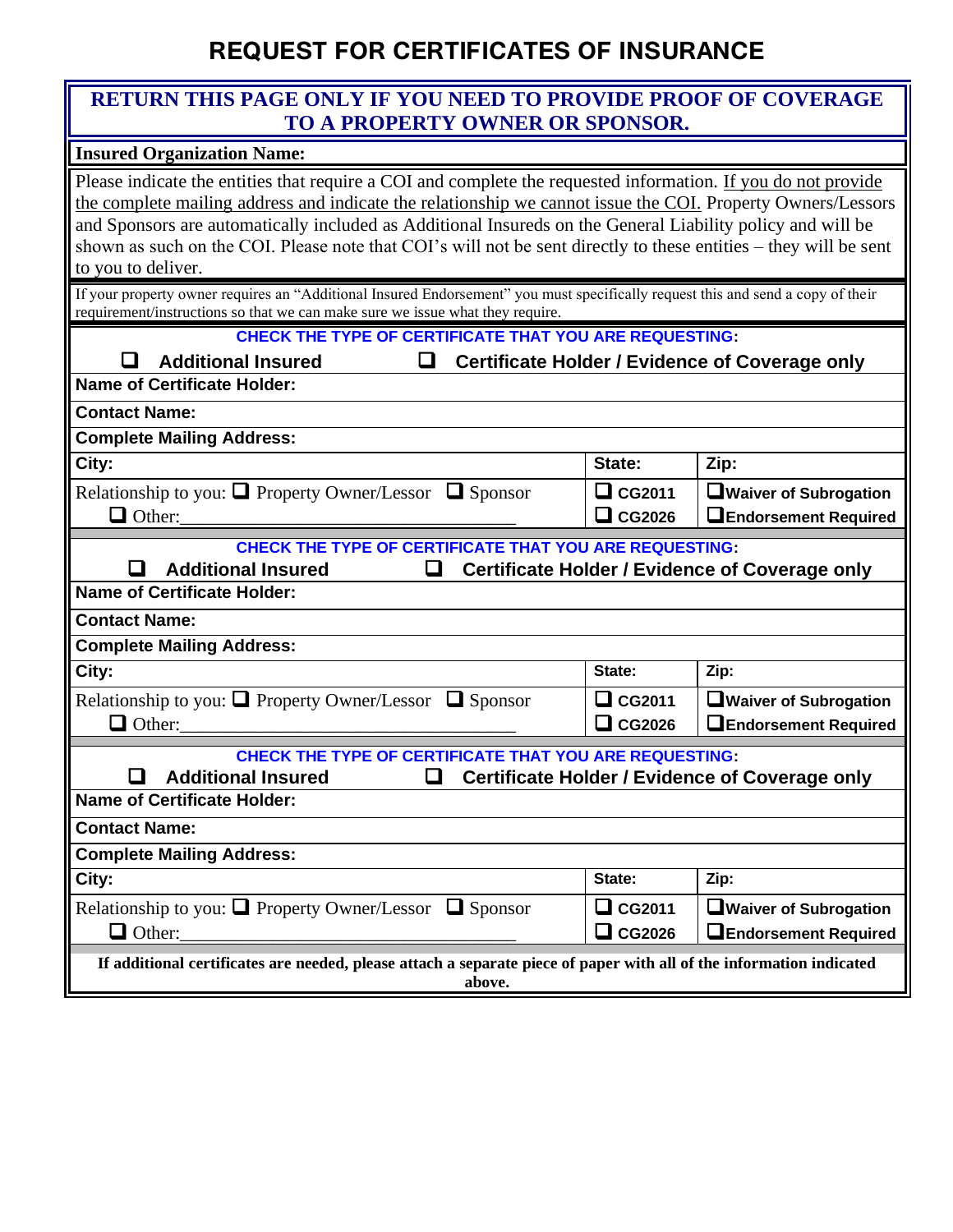# REQUEST FOR CERTIFICATES OF INSURANCE

**RETURN THIS PAGE ONLY IF YOU NEED TO PROVIDE PROOF OF COVERAGE TO A PROPERTY OWNER OR SPONSOR.**

**Insured Organization Name:**

Please indicate the entities that require a COI and complete the requested information. If you do not provide the complete mailing address and indicate the relationship we cannot issue the COI. Property Owners/Lessors and Sponsors are automatically included as Additional Insureds on the General Liability policy and will be shown as such on the COI. Please note that COI's will not be sent directly to these entities – they will be sent to you to deliver.

If your property owner requires an "Additional Insured Endorsement" you must specifically request this and send a copy of their requirement/instructions so that we can make sure we issue what they require.

**CHECK THE TYPE OF CERTIFICATE THAT YOU ARE REQUESTING:**

☐ **Additional Insured** ☐ **Certificate Holder / Evidence of Coverage only**

| | | |
|---|---|---|
| **Name of Certificate Holder:** | | |
| **Contact Name:** | | |
| **Complete Mailing Address:** | | |
| **City:** | **State:** | **Zip:** |
| Relationship to you: ☐ Property Owner/Lessor ☐ Sponsor ☐ Other:_______________ | ☐ **CG2011** ☐ **CG2026** | ☐ **Waiver of Subrogation** ☐ **Endorsement Required** |

**CHECK THE TYPE OF CERTIFICATE THAT YOU ARE REQUESTING:**

☐ **Additional Insured** ☐ **Certificate Holder / Evidence of Coverage only**

| | | |
|---|---|---|
| **Name of Certificate Holder:** | | |
| **Contact Name:** | | |
| **Complete Mailing Address:** | | |
| **City:** | **State:** | **Zip:** |
| Relationship to you: ☐ Property Owner/Lessor ☐ Sponsor ☐ Other:_______________ | ☐ **CG2011** ☐ **CG2026** | ☐ **Waiver of Subrogation** ☐ **Endorsement Required** |

**CHECK THE TYPE OF CERTIFICATE THAT YOU ARE REQUESTING:**

☐ **Additional Insured** ☐ **Certificate Holder / Evidence of Coverage only**

| | | |
|---|---|---|
| **Name of Certificate Holder:** | | |
| **Contact Name:** | | |
| **Complete Mailing Address:** | | |
| **City:** | **State:** | **Zip:** |
| Relationship to you: ☐ Property Owner/Lessor ☐ Sponsor ☐ Other:_______________ | ☐ **CG2011** ☐ **CG2026** | ☐ **Waiver of Subrogation** ☐ **Endorsement Required** |

**If additional certificates are needed, please attach a separate piece of paper with all of the information indicated above.**